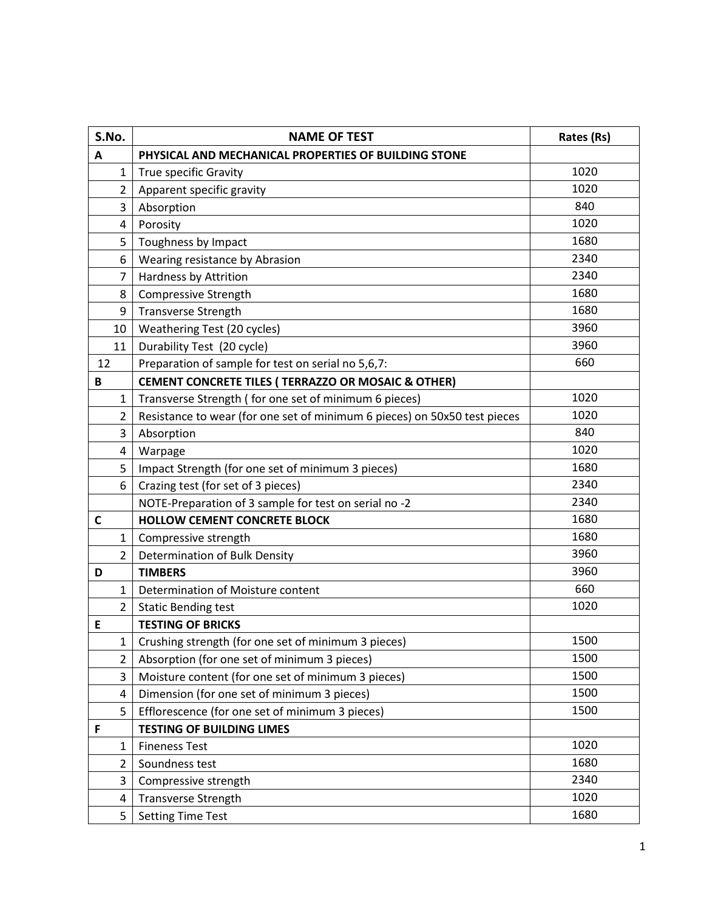| S.No. | NAME OF TEST | Rates (Rs) |
|---|---|---|
| A | **PHYSICAL AND MECHANICAL PROPERTIES OF BUILDING STONE** | |
| 1 | True specific Gravity | 1020 |
| 2 | Apparent specific gravity | 1020 |
| 3 | Absorption | 840 |
| 4 | Porosity | 1020 |
| 5 | Toughness by Impact | 1680 |
| 6 | Wearing resistance by Abrasion | 2340 |
| 7 | Hardness by Attrition | 2340 |
| 8 | Compressive Strength | 1680 |
| 9 | Transverse Strength | 1680 |
| 10 | Weathering Test (20 cycles) | 3960 |
| 11 | Durability Test (20 cycle) | 3960 |
| 12 | Preparation of sample for test on serial no 5,6,7: | 660 |
| B | **CEMENT CONCRETE TILES ( TERRAZZO OR MOSAIC & OTHER)** | |
| 1 | Transverse Strength ( for one set of minimum 6 pieces) | 1020 |
| 2 | Resistance to wear (for one set of minimum 6 pieces) on 50x50 test pieces | 1020 |
| 3 | Absorption | 840 |
| 4 | Warpage | 1020 |
| 5 | Impact Strength (for one set of minimum 3 pieces) | 1680 |
| 6 | Crazing test (for set of 3 pieces) | 2340 |
| | NOTE-Preparation of 3 sample for test on serial no -2 | 2340 |
| C | **HOLLOW CEMENT CONCRETE BLOCK** | 1680 |
| 1 | Compressive strength | 1680 |
| 2 | Determination of Bulk Density | 3960 |
| D | **TIMBERS** | 3960 |
| 1 | Determination of Moisture content | 660 |
| 2 | Static Bending test | 1020 |
| E | **TESTING OF BRICKS** | |
| 1 | Crushing strength (for one set of minimum 3 pieces) | 1500 |
| 2 | Absorption (for one set of minimum 3 pieces) | 1500 |
| 3 | Moisture content (for one set of minimum 3 pieces) | 1500 |
| 4 | Dimension (for one set of minimum 3 pieces) | 1500 |
| 5 | Efflorescence (for one set of minimum 3 pieces) | 1500 |
| F | **TESTING OF BUILDING LIMES** | |
| 1 | Fineness Test | 1020 |
| 2 | Soundness test | 1680 |
| 3 | Compressive strength | 2340 |
| 4 | Transverse Strength | 1020 |
| 5 | Setting Time Test | 1680 |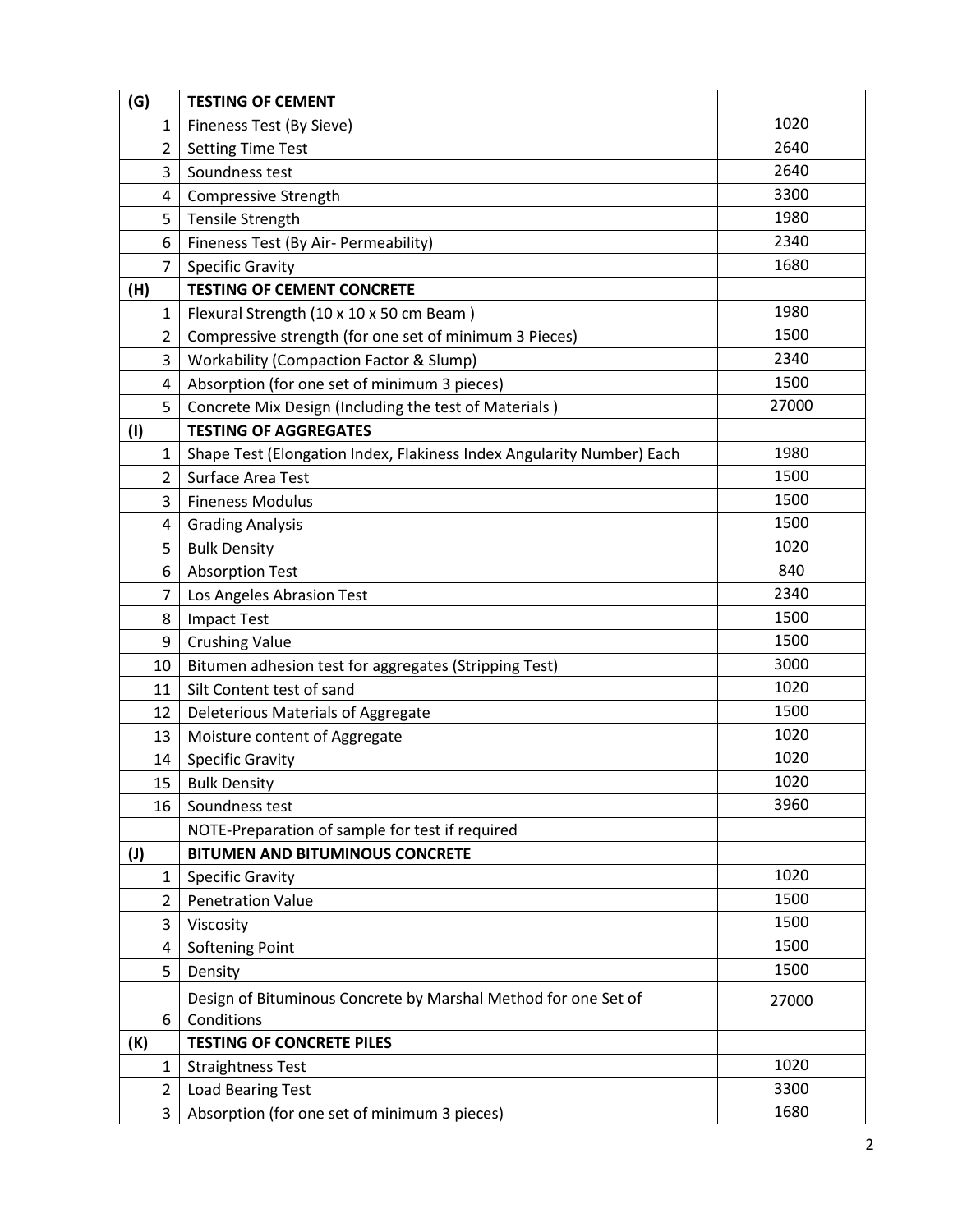| (G) | TESTING OF CEMENT | |
|---|---|---|
| 1 | Fineness Test (By Sieve) | 1020 |
| 2 | Setting Time Test | 2640 |
| 3 | Soundness test | 2640 |
| 4 | Compressive Strength | 3300 |
| 5 | Tensile Strength | 1980 |
| 6 | Fineness Test (By Air- Permeability) | 2340 |
| 7 | Specific Gravity | 1680 |
| (H) | TESTING OF CEMENT CONCRETE | |
| 1 | Flexural Strength (10 x 10 x 50 cm Beam ) | 1980 |
| 2 | Compressive strength (for one set of minimum 3 Pieces) | 1500 |
| 3 | Workability (Compaction Factor & Slump) | 2340 |
| 4 | Absorption (for one set of minimum 3 pieces) | 1500 |
| 5 | Concrete Mix Design (Including the test of Materials ) | 27000 |
| (I) | TESTING OF AGGREGATES | |
| 1 | Shape Test (Elongation Index, Flakiness Index Angularity Number) Each | 1980 |
| 2 | Surface Area Test | 1500 |
| 3 | Fineness Modulus | 1500 |
| 4 | Grading Analysis | 1500 |
| 5 | Bulk Density | 1020 |
| 6 | Absorption Test | 840 |
| 7 | Los Angeles Abrasion Test | 2340 |
| 8 | Impact Test | 1500 |
| 9 | Crushing Value | 1500 |
| 10 | Bitumen adhesion test for aggregates (Stripping Test) | 3000 |
| 11 | Silt Content test of sand | 1020 |
| 12 | Deleterious Materials of Aggregate | 1500 |
| 13 | Moisture content of Aggregate | 1020 |
| 14 | Specific Gravity | 1020 |
| 15 | Bulk Density | 1020 |
| 16 | Soundness test | 3960 |
| | NOTE-Preparation of sample for test if required | |
| (J) | BITUMEN AND BITUMINOUS CONCRETE | |
| 1 | Specific Gravity | 1020 |
| 2 | Penetration Value | 1500 |
| 3 | Viscosity | 1500 |
| 4 | Softening Point | 1500 |
| 5 | Density | 1500 |
| 6 | Design of Bituminous Concrete by Marshal Method for one Set of Conditions | 27000 |
| (K) | TESTING OF CONCRETE PILES | |
| 1 | Straightness Test | 1020 |
| 2 | Load Bearing Test | 3300 |
| 3 | Absorption (for one set of minimum 3 pieces) | 1680 |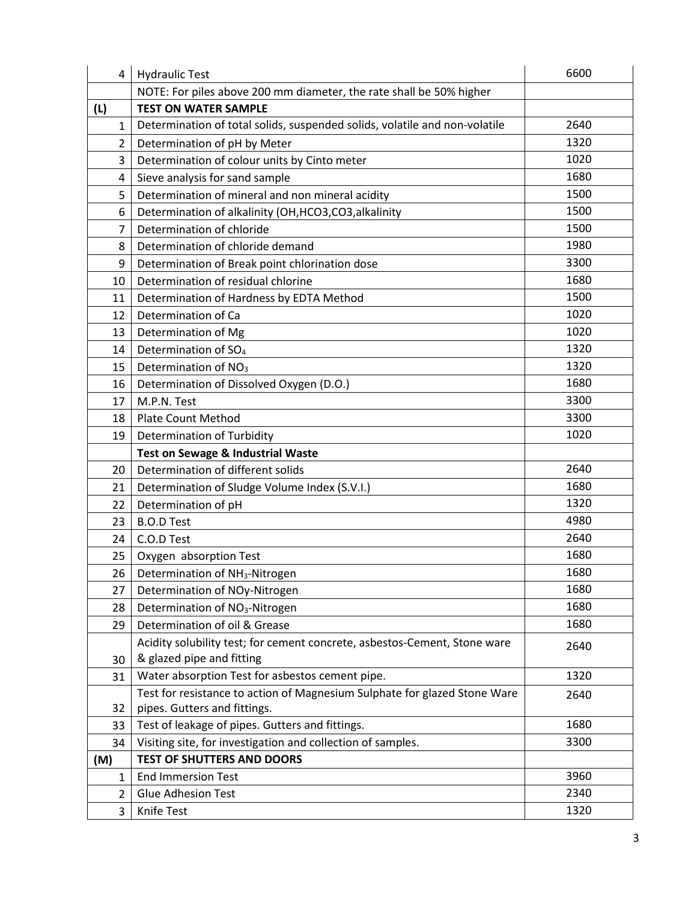| | | |
|---|---|---|
| 4 | Hydraulic Test | 6600 |
| | NOTE: For piles above 200 mm diameter, the rate shall be 50% higher | |
| **(L)** | **TEST ON WATER SAMPLE** | |
| 1 | Determination of total solids, suspended solids, volatile and non-volatile | 2640 |
| 2 | Determination of pH by Meter | 1320 |
| 3 | Determination of colour units by Cinto meter | 1020 |
| 4 | Sieve analysis for sand sample | 1680 |
| 5 | Determination of mineral and non mineral acidity | 1500 |
| 6 | Determination of alkalinity (OH,HCO3,CO3,alkalinity | 1500 |
| 7 | Determination of chloride | 1500 |
| 8 | Determination of chloride demand | 1980 |
| 9 | Determination of Break point chlorination dose | 3300 |
| 10 | Determination of residual chlorine | 1680 |
| 11 | Determination of Hardness by EDTA Method | 1500 |
| 12 | Determination of Ca | 1020 |
| 13 | Determination of Mg | 1020 |
| 14 | Determination of $SO_4$ | 1320 |
| 15 | Determination of $NO_3$ | 1320 |
| 16 | Determination of Dissolved Oxygen (D.O.) | 1680 |
| 17 | M.P.N. Test | 3300 |
| 18 | Plate Count Method | 3300 |
| 19 | Determination of Turbidity | 1020 |
| | **Test on Sewage & Industrial Waste** | |
| 20 | Determination of different solids | 2640 |
| 21 | Determination of Sludge Volume Index (S.V.I.) | 1680 |
| 22 | Determination of pH | 1320 |
| 23 | B.O.D Test | 4980 |
| 24 | C.O.D Test | 2640 |
| 25 | Oxygen absorption Test | 1680 |
| 26 | Determination of $NH_3$-Nitrogen | 1680 |
| 27 | Determination of NOy-Nitrogen | 1680 |
| 28 | Determination of $NO_3$-Nitrogen | 1680 |
| 29 | Determination of oil & Grease | 1680 |
| 30 | Acidity solubility test; for cement concrete, asbestos-Cement, Stone ware & glazed pipe and fitting | 2640 |
| 31 | Water absorption Test for asbestos cement pipe. | 1320 |
| 32 | Test for resistance to action of Magnesium Sulphate for glazed Stone Ware pipes. Gutters and fittings. | 2640 |
| 33 | Test of leakage of pipes. Gutters and fittings. | 1680 |
| 34 | Visiting site, for investigation and collection of samples. | 3300 |
| **(M)** | **TEST OF SHUTTERS AND DOORS** | |
| 1 | End Immersion Test | 3960 |
| 2 | Glue Adhesion Test | 2340 |
| 3 | Knife Test | 1320 |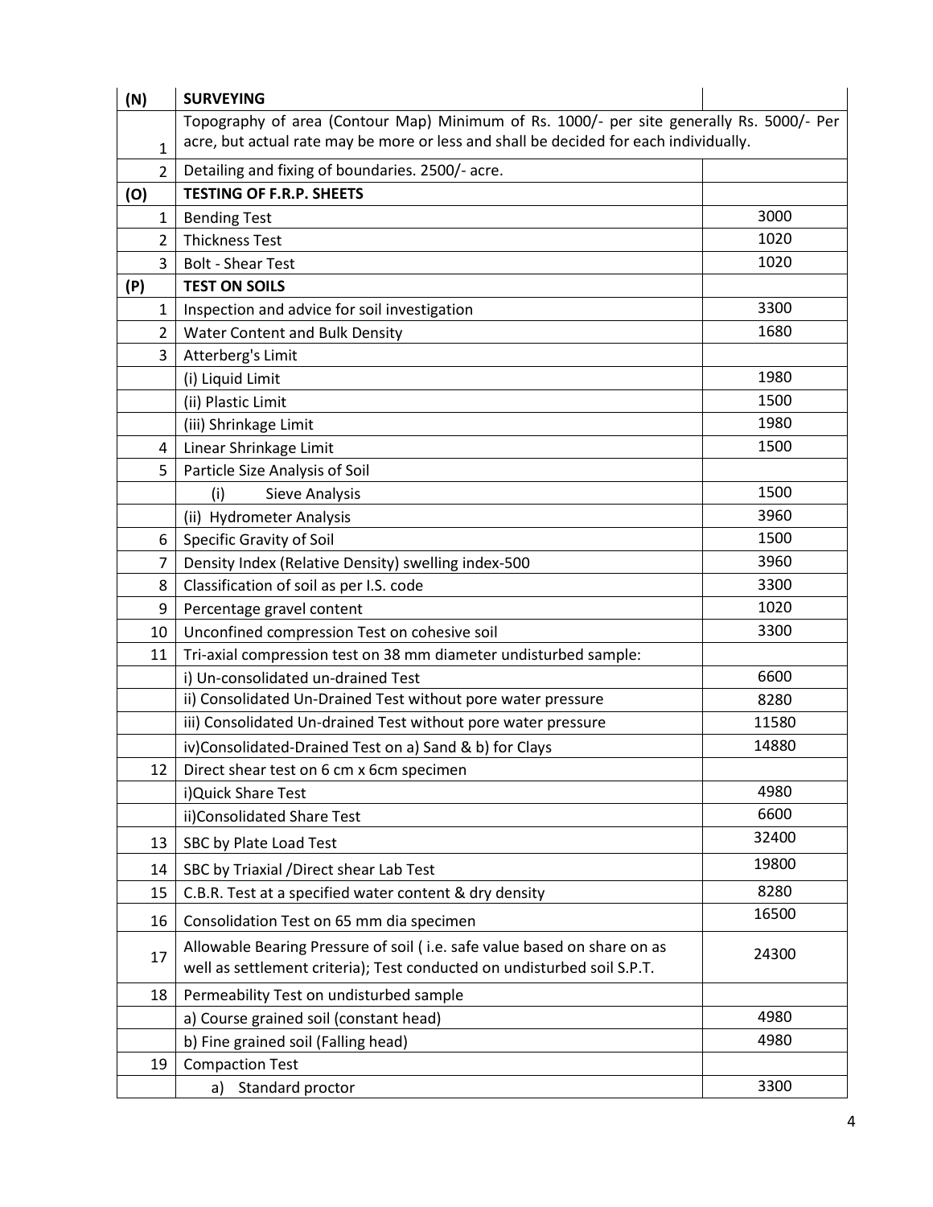| | | |
|---|---|---|
| **(N)** | **SURVEYING** | |
| 1 | Topography of area (Contour Map) Minimum of Rs. 1000/- per site generally Rs. 5000/- Per acre, but actual rate may be more or less and shall be decided for each individually. | |
| 2 | Detailing and fixing of boundaries. 2500/- acre. | |
| **(O)** | **TESTING OF F.R.P. SHEETS** | |
| 1 | Bending Test | 3000 |
| 2 | Thickness Test | 1020 |
| 3 | Bolt - Shear Test | 1020 |
| **(P)** | **TEST ON SOILS** | |
| 1 | Inspection and advice for soil investigation | 3300 |
| 2 | Water Content and Bulk Density | 1680 |
| 3 | Atterberg's Limit | |
| | (i) Liquid Limit | 1980 |
| | (ii) Plastic Limit | 1500 |
| | (iii) Shrinkage Limit | 1980 |
| 4 | Linear Shrinkage Limit | 1500 |
| 5 | Particle Size Analysis of Soil | |
| | (i) Sieve Analysis | 1500 |
| | (ii) Hydrometer Analysis | 3960 |
| 6 | Specific Gravity of Soil | 1500 |
| 7 | Density Index (Relative Density) swelling index-500 | 3960 |
| 8 | Classification of soil as per I.S. code | 3300 |
| 9 | Percentage gravel content | 1020 |
| 10 | Unconfined compression Test on cohesive soil | 3300 |
| 11 | Tri-axial compression test on 38 mm diameter undisturbed sample: | |
| | i) Un-consolidated un-drained Test | 6600 |
| | ii) Consolidated Un-Drained Test without pore water pressure | 8280 |
| | iii) Consolidated Un-drained Test without pore water pressure | 11580 |
| | iv)Consolidated-Drained Test on a) Sand & b) for Clays | 14880 |
| 12 | Direct shear test on 6 cm x 6cm specimen | |
| | i)Quick Share Test | 4980 |
| | ii)Consolidated Share Test | 6600 |
| 13 | SBC by Plate Load Test | 32400 |
| 14 | SBC by Triaxial /Direct shear Lab Test | 19800 |
| 15 | C.B.R. Test at a specified water content & dry density | 8280 |
| 16 | Consolidation Test on 65 mm dia specimen | 16500 |
| 17 | Allowable Bearing Pressure of soil ( i.e. safe value based on share on as well as settlement criteria); Test conducted on undisturbed soil S.P.T. | 24300 |
| 18 | Permeability Test on undisturbed sample | |
| | a) Course grained soil (constant head) | 4980 |
| | b) Fine grained soil (Falling head) | 4980 |
| 19 | Compaction Test | |
| | a) Standard proctor | 3300 |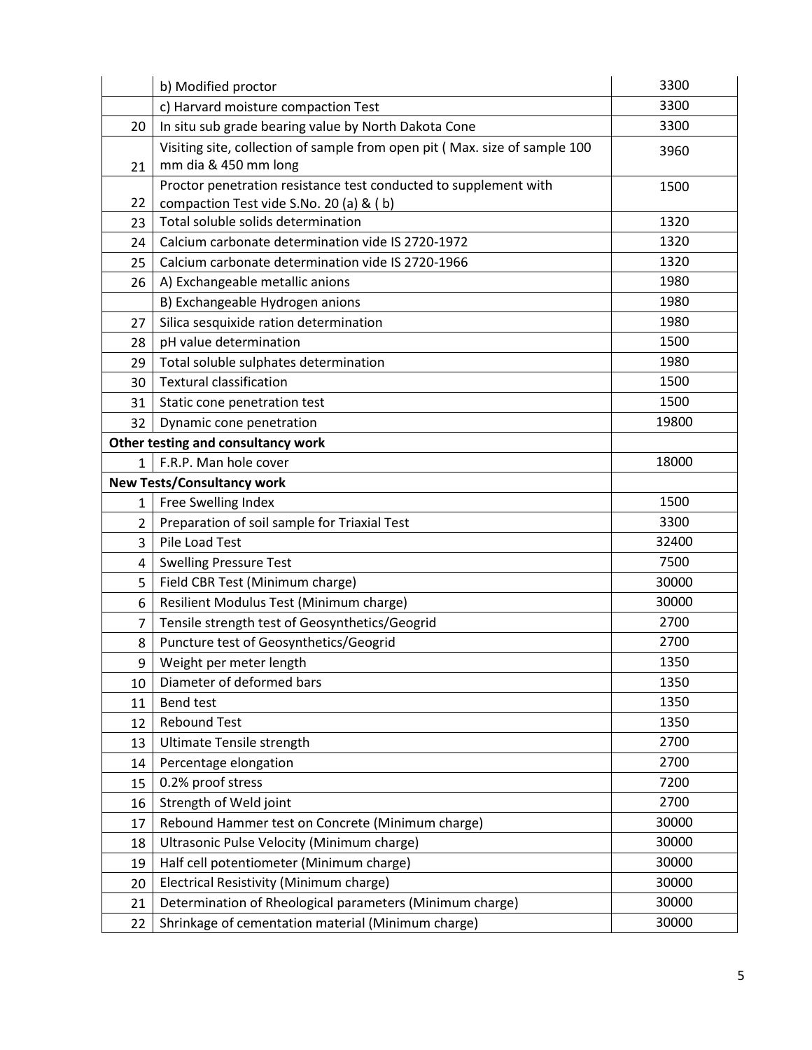| | | |
|---|---|---|
| | b) Modified proctor | 3300 |
| | c) Harvard moisture compaction Test | 3300 |
| 20 | In situ sub grade bearing value by North Dakota Cone | 3300 |
| 21 | Visiting site, collection of sample from open pit ( Max. size of sample 100 mm dia & 450 mm long | 3960 |
| 22 | Proctor penetration resistance test conducted to supplement with compaction Test vide S.No. 20 (a) & ( b) | 1500 |
| 23 | Total soluble solids determination | 1320 |
| 24 | Calcium carbonate determination vide IS 2720-1972 | 1320 |
| 25 | Calcium carbonate determination vide IS 2720-1966 | 1320 |
| 26 | A) Exchangeable metallic anions | 1980 |
| | B) Exchangeable Hydrogen anions | 1980 |
| 27 | Silica sesquixide ration determination | 1980 |
| 28 | pH value determination | 1500 |
| 29 | Total soluble sulphates determination | 1980 |
| 30 | Textural classification | 1500 |
| 31 | Static cone penetration test | 1500 |
| 32 | Dynamic cone penetration | 19800 |
| **Other testing and consultancy work** | | |
| 1 | F.R.P. Man hole cover | 18000 |
| **New Tests/Consultancy work** | | |
| 1 | Free Swelling Index | 1500 |
| 2 | Preparation of soil sample for Triaxial Test | 3300 |
| 3 | Pile Load Test | 32400 |
| 4 | Swelling Pressure Test | 7500 |
| 5 | Field CBR Test (Minimum charge) | 30000 |
| 6 | Resilient Modulus Test (Minimum charge) | 30000 |
| 7 | Tensile strength test of Geosynthetics/Geogrid | 2700 |
| 8 | Puncture test of Geosynthetics/Geogrid | 2700 |
| 9 | Weight per meter length | 1350 |
| 10 | Diameter of deformed bars | 1350 |
| 11 | Bend test | 1350 |
| 12 | Rebound Test | 1350 |
| 13 | Ultimate Tensile strength | 2700 |
| 14 | Percentage elongation | 2700 |
| 15 | 0.2% proof stress | 7200 |
| 16 | Strength of Weld joint | 2700 |
| 17 | Rebound Hammer test on Concrete (Minimum charge) | 30000 |
| 18 | Ultrasonic Pulse Velocity (Minimum charge) | 30000 |
| 19 | Half cell potentiometer (Minimum charge) | 30000 |
| 20 | Electrical Resistivity (Minimum charge) | 30000 |
| 21 | Determination of Rheological parameters (Minimum charge) | 30000 |
| 22 | Shrinkage of cementation material (Minimum charge) | 30000 |